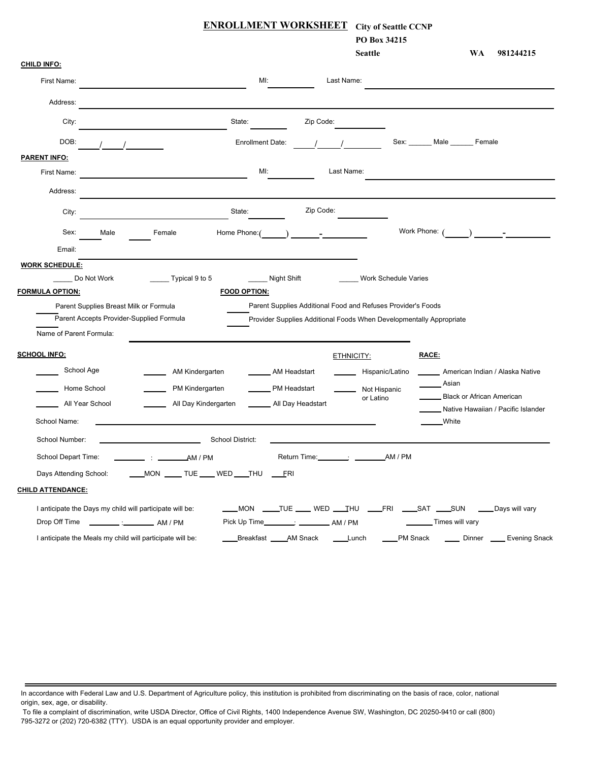# ENROLLMENT WORKSHEET

**City of Seattle CCNP**
**PO Box 34215**
**Seattle WA 981244215**

**CHILD INFO:**

First Name: ______________________ MI: ______ Last Name: ______________________

Address: ______________________________________________

City: ______________________ State: ______ Zip Code: ______

DOB: ____/____/________ Enrollment Date: ____/____/________ Sex: ______ Male ______ Female

**PARENT INFO:**

First Name: ______________________ MI: ______ Last Name: ______________________

Address: ______________________________________________

City: ______________________ State: ______ Zip Code: ______

Sex: ____ Male ____ Female Home Phone:(_____) ______-__________ Work Phone: (_____) ______-__________

Email: ______________________________________________

**WORK SCHEDULE:**

_____ Do Not Work _____ Typical 9 to 5 _____ Night Shift _____ Work Schedule Varies

**FORMULA OPTION:**

_____ Parent Supplies Breast Milk or Formula

_____ Parent Accepts Provider-Supplied Formula

Name of Parent Formula: ______________________________________________

**FOOD OPTION:**

_____ Parent Supplies Additional Food and Refuses Provider's Foods

_____ Provider Supplies Additional Foods When Developmentally Appropriate

**SCHOOL INFO:**

_____ School Age _____ AM Kindergarten _____ AM Headstart

_____ Home School _____ PM Kindergarten _____ PM Headstart

_____ All Year School _____ All Day Kindergarten _____ All Day Headstart

**ETHNICITY:**

_____ Hispanic/Latino

_____ Not Hispanic or Latino

**RACE:**

_____ American Indian / Alaska Native

_____ Asian

_____ Black or African American

_____ Native Hawaiian / Pacific Islander

_____ White

School Name: ______________________________________________

School Number: ______________________ School District: ______________________

School Depart Time: ______ : ______ AM / PM Return Time: ______ : ______ AM / PM

Days Attending School: ____MON ____ TUE ____ WED ____THU ____FRI

**CHILD ATTENDANCE:**

I anticipate the Days my child will participate will be: ____MON ____TUE ____ WED ____THU ____FRI ____SAT ____SUN ____Days will vary

Drop Off Time ______ : ______ AM / PM Pick Up Time ______ : ______ AM / PM ______ Times will vary

I anticipate the Meals my child will participate will be: ____Breakfast ____AM Snack ____Lunch ____PM Snack ____ Dinner ____ Evening Snack

---

In accordance with Federal Law and U.S. Department of Agriculture policy, this institution is prohibited from discriminating on the basis of race, color, national origin, sex, age, or disability.

To file a complaint of discrimination, write USDA Director, Office of Civil Rights, 1400 Independence Avenue SW, Washington, DC 20250-9410 or call (800) 795-3272 or (202) 720-6382 (TTY). USDA is an equal opportunity provider and employer.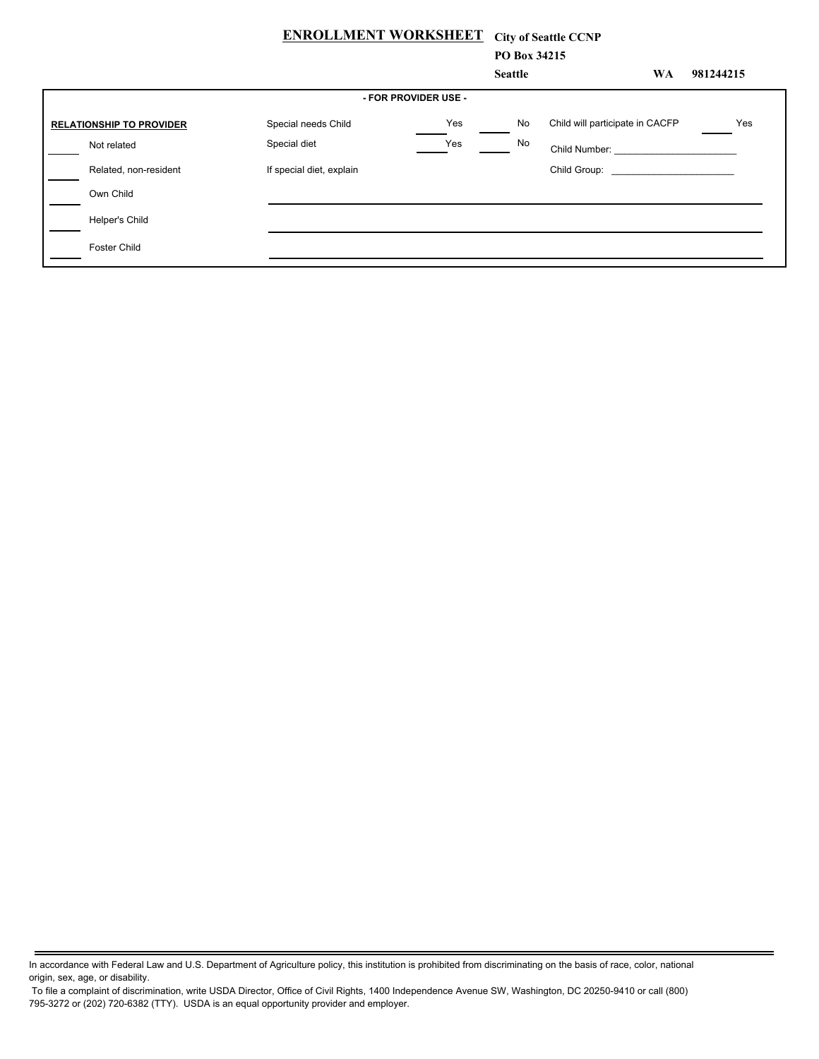## ENROLLMENT WORKSHEET

**City of Seattle CCNP**
**PO Box 34215**
**Seattle WA 981244215**

**- FOR PROVIDER USE -**

| | | | | | |
|---|---|---|---|---|---|
| **RELATIONSHIP TO PROVIDER** | Special needs Child | ____ Yes | ____ No | Child will participate in CACFP | ____ Yes |
| ____ Not related | Special diet | ____ Yes | ____ No | Child Number: ____________________ | |
| ____ Related, non-resident | If special diet, explain | | | Child Group: ____________________ | |
| ____ Own Child | ______________________________ | | | | |
| ____ Helper's Child | ______________________________ | | | | |
| ____ Foster Child | ______________________________ | | | | |

In accordance with Federal Law and U.S. Department of Agriculture policy, this institution is prohibited from discriminating on the basis of race, color, national origin, sex, age, or disability.

To file a complaint of discrimination, write USDA Director, Office of Civil Rights, 1400 Independence Avenue SW, Washington, DC 20250-9410 or call (800) 795-3272 or (202) 720-6382 (TTY). USDA is an equal opportunity provider and employer.